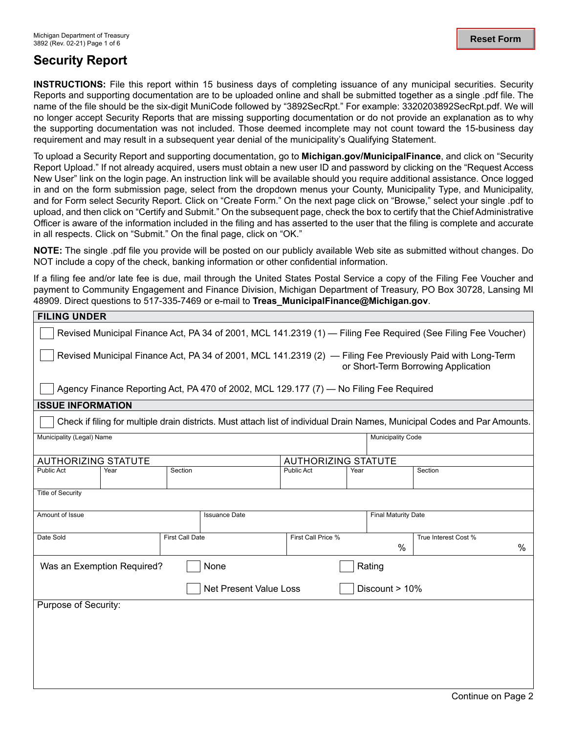Michigan Department of Treasury
3892 (Rev. 02-21)

# Security Report

**INSTRUCTIONS:** File this report within 15 business days of completing issuance of any municipal securities. Security Reports and supporting documentation are to be uploaded online and shall be submitted together as a single .pdf file. The name of the file should be the six-digit MuniCode followed by "3892SecRpt." For example: 3320203892SecRpt.pdf. We will no longer accept Security Reports that are missing supporting documentation or do not provide an explanation as to why the supporting documentation was not included. Those deemed incomplete may not count toward the 15-business day requirement and may result in a subsequent year denial of the municipality's Qualifying Statement.

To upload a Security Report and supporting documentation, go to **Michigan.gov/MunicipalFinance**, and click on "Security Report Upload." If not already acquired, users must obtain a new user ID and password by clicking on the "Request Access New User" link on the login page. An instruction link will be available should you require additional assistance. Once logged in and on the form submission page, select from the dropdown menus your County, Municipality Type, and Municipality, and for Form select Security Report. Click on "Create Form." On the next page click on "Browse," select your single .pdf to upload, and then click on "Certify and Submit." On the subsequent page, check the box to certify that the Chief Administrative Officer is aware of the information included in the filing and has asserted to the user that the filing is complete and accurate in all respects. Click on "Submit." On the final page, click on "OK."

**NOTE:** The single .pdf file you provide will be posted on our publicly available Web site as submitted without changes. Do NOT include a copy of the check, banking information or other confidential information.

If a filing fee and/or late fee is due, mail through the United States Postal Service a copy of the Filing Fee Voucher and payment to Community Engagement and Finance Division, Michigan Department of Treasury, PO Box 30728, Lansing MI 48909. Direct questions to 517-335-7469 or e-mail to **Treas_MunicipalFinance@Michigan.gov**.

## FILING UNDER

- ☐ Revised Municipal Finance Act, PA 34 of 2001, MCL 141.2319 (1) — Filing Fee Required (See Filing Fee Voucher)
- ☐ Revised Municipal Finance Act, PA 34 of 2001, MCL 141.2319 (2) — Filing Fee Previously Paid with Long-Term or Short-Term Borrowing Application
- ☐ Agency Finance Reporting Act, PA 470 of 2002, MCL 129.177 (7) — No Filing Fee Required

## ISSUE INFORMATION

☐ Check if filing for multiple drain districts. Must attach list of individual Drain Names, Municipal Codes and Par Amounts.

| Municipality (Legal) Name | Municipality Code |
|---|---|
| | |

| AUTHORIZING STATUTE | | | AUTHORIZING STATUTE | | |
|---|---|---|---|---|---|
| Public Act | Year | Section | Public Act | Year | Section |
| | | | | | |

Title of Security

| Amount of Issue | Issuance Date | Final Maturity Date |
|---|---|---|
| | | |

| Date Sold | First Call Date | First Call Price % | True Interest Cost % |
|---|---|---|---|
| | | % | % |

Was an Exemption Required?
- ☐ None
- ☐ Rating
- ☐ Net Present Value Loss
- ☐ Discount > 10%

Purpose of Security:

Continue on Page 2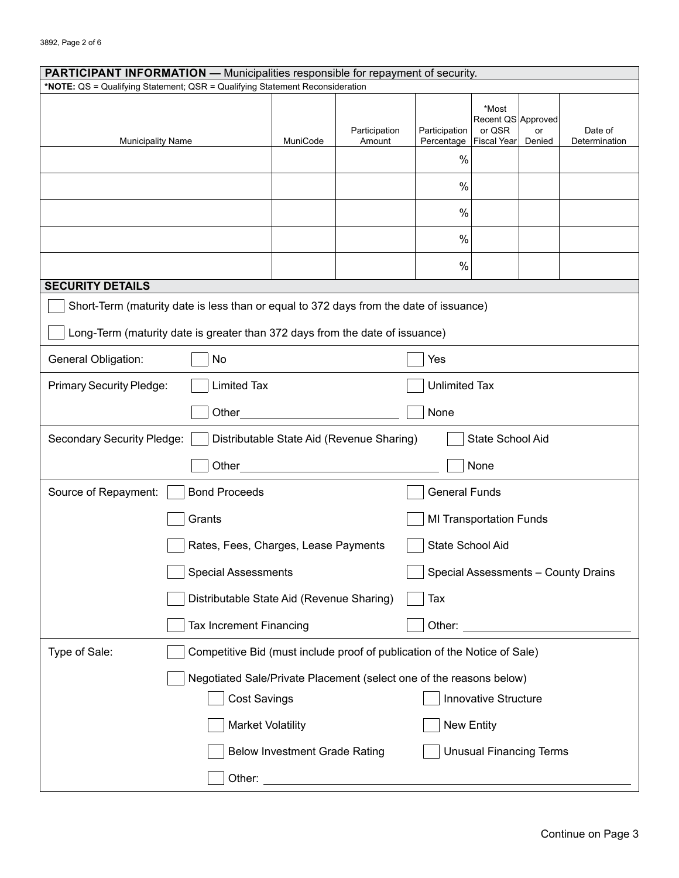## PARTICIPANT INFORMATION — Municipalities responsible for repayment of security.

***NOTE:** QS = Qualifying Statement; QSR = Qualifying Statement Reconsideration

| Municipality Name | MuniCode | Participation Amount | Participation Percentage | *Most Recent QS or QSR Fiscal Year | Approved or Denied | Date of Determination |
|---|---|---|---|---|---|---|
| | | | % | | | |
| | | | % | | | |
| | | | % | | | |
| | | | % | | | |
| | | | % | | | |

## SECURITY DETAILS

☐ Short-Term (maturity date is less than or equal to 372 days from the date of issuance)

☐ Long-Term (maturity date is greater than 372 days from the date of issuance)

General Obligation: ☐ No ☐ Yes

Primary Security Pledge: ☐ Limited Tax ☐ Unlimited Tax ☐ Other\_\_\_\_\_\_\_\_\_\_ ☐ None

Secondary Security Pledge: ☐ Distributable State Aid (Revenue Sharing) ☐ State School Aid ☐ Other\_\_\_\_\_\_\_\_\_\_ ☐ None

Source of Repayment:
- ☐ Bond Proceeds
- ☐ General Funds
- ☐ Grants
- ☐ MI Transportation Funds
- ☐ Rates, Fees, Charges, Lease Payments
- ☐ State School Aid
- ☐ Special Assessments
- ☐ Special Assessments – County Drains
- ☐ Distributable State Aid (Revenue Sharing)
- ☐ Tax
- ☐ Tax Increment Financing
- ☐ Other: \_\_\_\_\_\_\_\_\_\_

Type of Sale:
- ☐ Competitive Bid (must include proof of publication of the Notice of Sale)
- ☐ Negotiated Sale/Private Placement (select one of the reasons below)
  - ☐ Cost Savings
  - ☐ Innovative Structure
  - ☐ Market Volatility
  - ☐ New Entity
  - ☐ Below Investment Grade Rating
  - ☐ Unusual Financing Terms
  - ☐ Other: \_\_\_\_\_\_\_\_\_\_

Continue on Page 3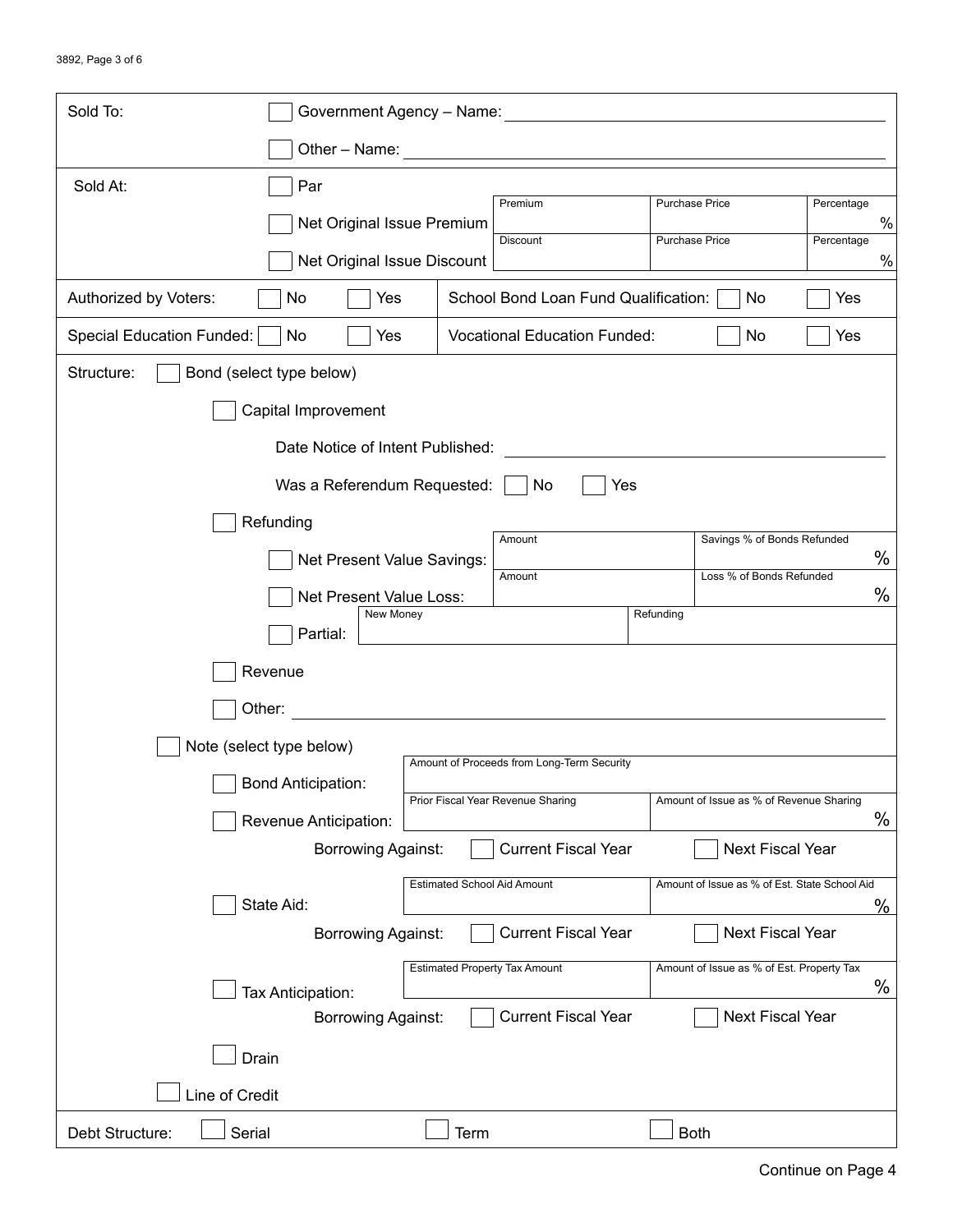| Sold To: | ☐ Government Agency – Name: ______________________ |
|---|---|
| | ☐ Other – Name: ______________________ |

| Sold At: | | | | |
|---|---|---|---|---|
| | ☐ Par | | | |
| | ☐ Net Original Issue Premium | Premium | Purchase Price | Percentage % |
| | ☐ Net Original Issue Discount | Discount | Purchase Price | Percentage % |

| Authorized by Voters: ☐ No ☐ Yes | School Bond Loan Fund Qualification: ☐ No ☐ Yes |
|---|---|
| Special Education Funded: ☐ No ☐ Yes | Vocational Education Funded: ☐ No ☐ Yes |

Structure: ☐ Bond (select type below)

☐ Capital Improvement

Date Notice of Intent Published: ______________________

Was a Referendum Requested: ☐ No ☐ Yes

☐ Refunding

| | Amount | Savings % of Bonds Refunded |
|---|---|---|
| ☐ Net Present Value Savings: | | % |

| | Amount | Loss % of Bonds Refunded |
|---|---|---|
| ☐ Net Present Value Loss: | | % |

| | New Money | Refunding |
|---|---|---|
| ☐ Partial: | | |

☐ Revenue

☐ Other: ______________________

☐ Note (select type below)

| | Amount of Proceeds from Long-Term Security | |
|---|---|---|
| ☐ Bond Anticipation: | | |

| | Prior Fiscal Year Revenue Sharing | Amount of Issue as % of Revenue Sharing |
|---|---|---|
| ☐ Revenue Anticipation: | | % |

Borrowing Against: ☐ Current Fiscal Year ☐ Next Fiscal Year

| | Estimated School Aid Amount | Amount of Issue as % of Est. State School Aid |
|---|---|---|
| ☐ State Aid: | | % |

Borrowing Against: ☐ Current Fiscal Year ☐ Next Fiscal Year

| | Estimated Property Tax Amount | Amount of Issue as % of Est. Property Tax |
|---|---|---|
| ☐ Tax Anticipation: | | % |

Borrowing Against: ☐ Current Fiscal Year ☐ Next Fiscal Year

☐ Drain

☐ Line of Credit

Debt Structure: ☐ Serial ☐ Term ☐ Both

Continue on Page 4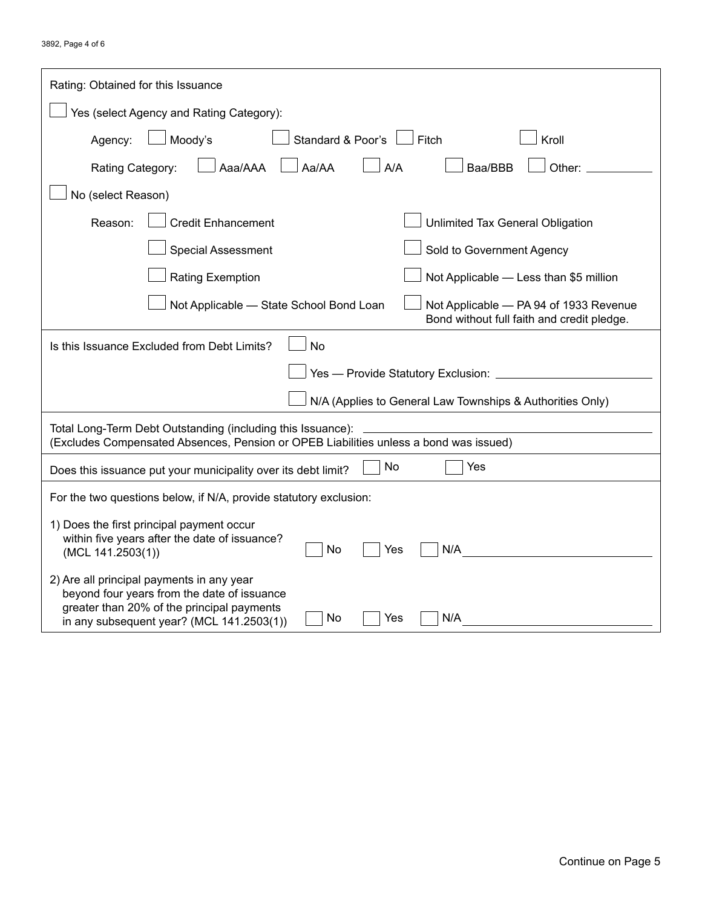Rating: Obtained for this Issuance

☐ Yes (select Agency and Rating Category):

Agency: ☐ Moody's ☐ Standard & Poor's ☐ Fitch ☐ Kroll

Rating Category: ☐ Aaa/AAA ☐ Aa/AA ☐ A/A ☐ Baa/BBB ☐ Other: ____________

☐ No (select Reason)

Reason:

☐ Credit Enhancement
☐ Unlimited Tax General Obligation
☐ Special Assessment
☐ Sold to Government Agency
☐ Rating Exemption
☐ Not Applicable — Less than $5 million
☐ Not Applicable — State School Bond Loan
☐ Not Applicable — PA 94 of 1933 Revenue Bond without full faith and credit pledge.

---

Is this Issuance Excluded from Debt Limits?

☐ No
☐ Yes — Provide Statutory Exclusion: ____________________________
☐ N/A (Applies to General Law Townships & Authorities Only)

---

Total Long-Term Debt Outstanding (including this Issuance): ____________________________
(Excludes Compensated Absences, Pension or OPEB Liabilities unless a bond was issued)

---

Does this issuance put your municipality over its debt limit? ☐ No ☐ Yes

---

For the two questions below, if N/A, provide statutory exclusion:

1) Does the first principal payment occur within five years after the date of issuance? (MCL 141.2503(1)) ☐ No ☐ Yes ☐ N/A ____________________________

2) Are all principal payments in any year beyond four years from the date of issuance greater than 20% of the principal payments in any subsequent year? (MCL 141.2503(1)) ☐ No ☐ Yes ☐ N/A ____________________________

Continue on Page 5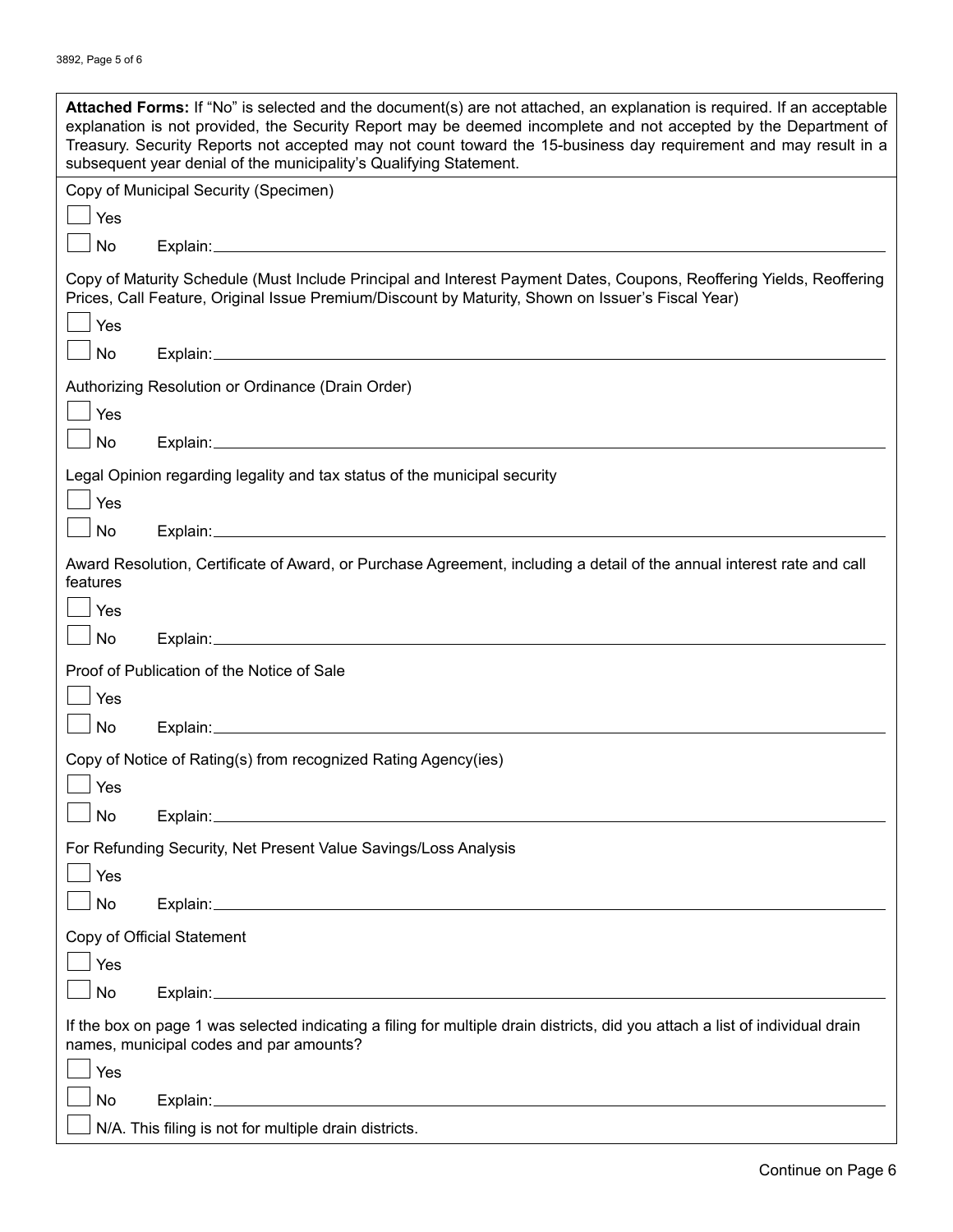**Attached Forms:** If "No" is selected and the document(s) are not attached, an explanation is required. If an acceptable explanation is not provided, the Security Report may be deemed incomplete and not accepted by the Department of Treasury. Security Reports not accepted may not count toward the 15-business day requirement and may result in a subsequent year denial of the municipality's Qualifying Statement.

Copy of Municipal Security (Specimen)

☐ Yes

☐ No Explain: \_\_\_\_\_\_\_\_\_\_\_\_\_\_\_\_\_\_\_\_

Copy of Maturity Schedule (Must Include Principal and Interest Payment Dates, Coupons, Reoffering Yields, Reoffering Prices, Call Feature, Original Issue Premium/Discount by Maturity, Shown on Issuer's Fiscal Year)

☐ Yes

☐ No Explain: \_\_\_\_\_\_\_\_\_\_\_\_\_\_\_\_\_\_\_\_

Authorizing Resolution or Ordinance (Drain Order)

☐ Yes

☐ No Explain: \_\_\_\_\_\_\_\_\_\_\_\_\_\_\_\_\_\_\_\_

Legal Opinion regarding legality and tax status of the municipal security

☐ Yes

☐ No Explain: \_\_\_\_\_\_\_\_\_\_\_\_\_\_\_\_\_\_\_\_

Award Resolution, Certificate of Award, or Purchase Agreement, including a detail of the annual interest rate and call features

☐ Yes

☐ No Explain: \_\_\_\_\_\_\_\_\_\_\_\_\_\_\_\_\_\_\_\_

Proof of Publication of the Notice of Sale

☐ Yes

☐ No Explain: \_\_\_\_\_\_\_\_\_\_\_\_\_\_\_\_\_\_\_\_

Copy of Notice of Rating(s) from recognized Rating Agency(ies)

☐ Yes

☐ No Explain: \_\_\_\_\_\_\_\_\_\_\_\_\_\_\_\_\_\_\_\_

For Refunding Security, Net Present Value Savings/Loss Analysis

☐ Yes

☐ No Explain: \_\_\_\_\_\_\_\_\_\_\_\_\_\_\_\_\_\_\_\_

Copy of Official Statement

☐ Yes

☐ No Explain: \_\_\_\_\_\_\_\_\_\_\_\_\_\_\_\_\_\_\_\_

If the box on page 1 was selected indicating a filing for multiple drain districts, did you attach a list of individual drain names, municipal codes and par amounts?

☐ Yes

☐ No Explain: \_\_\_\_\_\_\_\_\_\_\_\_\_\_\_\_\_\_\_\_

☐ N/A. This filing is not for multiple drain districts.

Continue on Page 6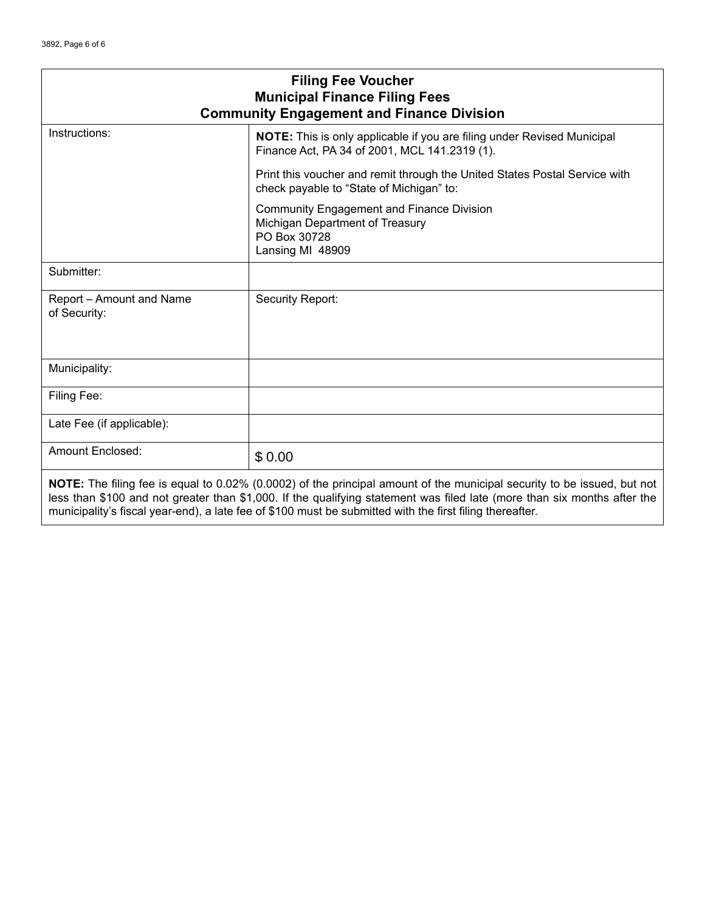## Filing Fee Voucher
## Municipal Finance Filing Fees
## Community Engagement and Finance Division

| | |
|---|---|
| Instructions: | **NOTE:** This is only applicable if you are filing under Revised Municipal Finance Act, PA 34 of 2001, MCL 141.2319 (1).<br><br>Print this voucher and remit through the United States Postal Service with check payable to "State of Michigan" to:<br><br>Community Engagement and Finance Division<br>Michigan Department of Treasury<br>PO Box 30728<br>Lansing MI 48909 |
| Submitter: | |
| Report – Amount and Name of Security: | Security Report: |
| Municipality: | |
| Filing Fee: | |
| Late Fee (if applicable): | |
| Amount Enclosed: | $ 0.00 |

**NOTE:** The filing fee is equal to 0.02% (0.0002) of the principal amount of the municipal security to be issued, but not less than $100 and not greater than $1,000. If the qualifying statement was filed late (more than six months after the municipality's fiscal year-end), a late fee of $100 must be submitted with the first filing thereafter.